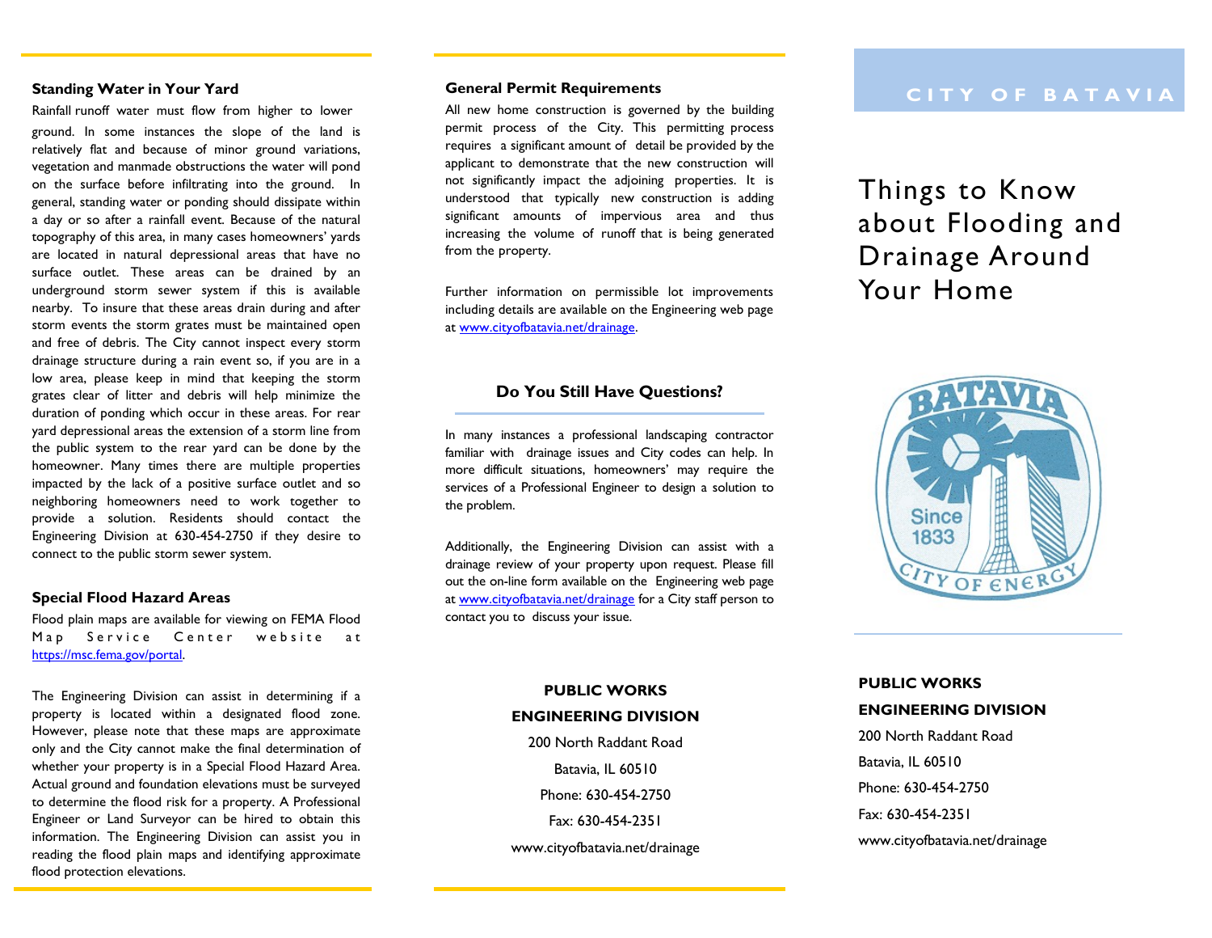## Standing Water in Your Yard

Rainfall runoff water must flow from higher to lower ground. In some instances the slope of the land is relatively flat and because of minor ground variations, vegetation and manmade obstructions the water will pond on the surface before infiltrating into the ground. In general, standing water or ponding should dissipate within a day or so after a rainfall event. Because of the natural topography of this area, in many cases homeowners' yards are located in natural depressional areas that have no surface outlet. These areas can be drained by an underground storm sewer system if this is available nearby. To insure that these areas drain during and after storm events the storm grates must be maintained open and free of debris. The City cannot inspect every storm drainage structure during a rain event so, if you are in a low area, please keep in mind that keeping the storm grates clear of litter and debris will help minimize the duration of ponding which occur in these areas. For rear yard depressional areas the extension of a storm line from the public system to the rear yard can be done by the homeowner. Many times there are multiple properties impacted by the lack of a positive surface outlet and so neighboring homeowners need to work together to provide a solution. Residents should contact the Engineering Division at 630-454-2750 if they desire to connect to the public storm sewer system.

## Special Flood Hazard Areas

Flood plain maps are available for viewing on FEMA Flood Map Service Center website at https://msc.fema.gov/portal.

The Engineering Division can assist in determining if a property is located within a designated flood zone. However, please note that these maps are approximate only and the City cannot make the final determination of whether your property is in a Special Flood Hazard Area. Actual ground and foundation elevations must be surveyed to determine the flood risk for a property. A Professional Engineer or Land Surveyor can be hired to obtain this information. The Engineering Division can assist you in reading the flood plain maps and identifying approximate flood protection elevations.

## General Permit Requirements

All new home construction is governed by the building permit process of the City. This permitting process requires a significant amount of detail be provided by the applicant to demonstrate that the new construction will not significantly impact the adjoining properties. It is understood that typically new construction is adding significant amounts of impervious area and thus increasing the volume of runoff that is being generated from the property.

Further information on permissible lot improvements including details are available on the Engineering web page at www.cityofbatavia.net/drainage.

## Do You Still Have Questions?

In many instances a professional landscaping contractor familiar with drainage issues and City codes can help. In more difficult situations, homeowners' may require the services of a Professional Engineer to design a solution to the problem.

Additionally, the Engineering Division can assist with a drainage review of your property upon request. Please fill out the on-line form available on the Engineering web page at www.cityofbatavia.net/drainage for a City staff person to contact you to discuss your issue.

**PUBLIC WORKS**
**ENGINEERING DIVISION**

200 North Raddant Road
Batavia, IL 60510
Phone: 630-454-2750
Fax: 630-454-2351
www.cityofbatavia.net/drainage

CITY OF BATAVIA

# Things to Know about Flooding and Drainage Around Your Home

BATAVIA
Since 1833
CITY OF ENERGY

**PUBLIC WORKS**
**ENGINEERING DIVISION**

200 North Raddant Road
Batavia, IL 60510
Phone: 630-454-2750
Fax: 630-454-2351
www.cityofbatavia.net/drainage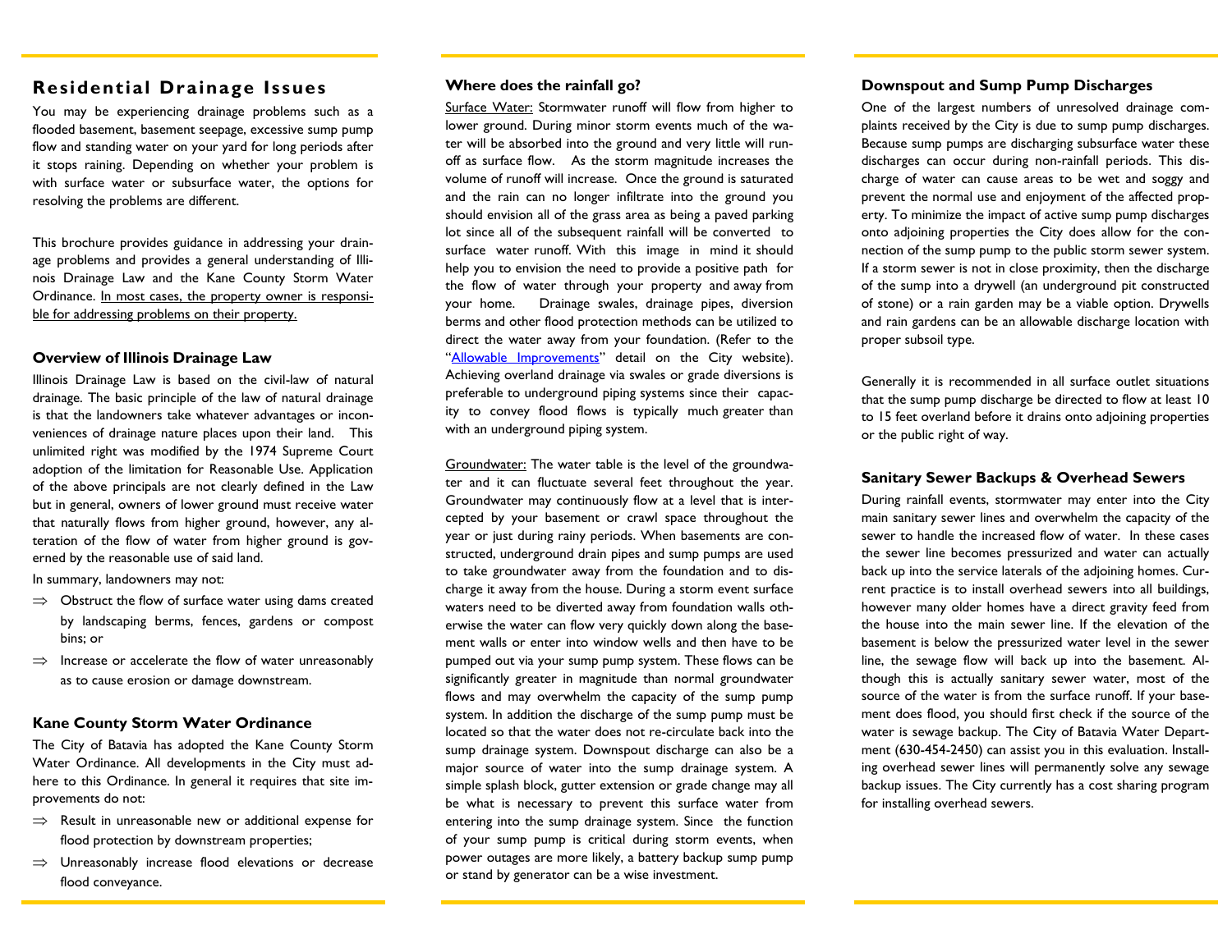# Residential Drainage Issues

You may be experiencing drainage problems such as a flooded basement, basement seepage, excessive sump pump flow and standing water on your yard for long periods after it stops raining. Depending on whether your problem is with surface water or subsurface water, the options for resolving the problems are different.

This brochure provides guidance in addressing your drainage problems and provides a general understanding of Illinois Drainage Law and the Kane County Storm Water Ordinance. <u>In most cases, the property owner is responsible for addressing problems on their property.</u>

### Overview of Illinois Drainage Law

Illinois Drainage Law is based on the civil-law of natural drainage. The basic principle of the law of natural drainage is that the landowners take whatever advantages or inconveniences of drainage nature places upon their land. This unlimited right was modified by the 1974 Supreme Court adoption of the limitation for Reasonable Use. Application of the above principals are not clearly defined in the Law but in general, owners of lower ground must receive water that naturally flows from higher ground, however, any alteration of the flow of water from higher ground is governed by the reasonable use of said land.

In summary, landowners may not:

⇒ Obstruct the flow of surface water using dams created by landscaping berms, fences, gardens or compost bins; or

⇒ Increase or accelerate the flow of water unreasonably as to cause erosion or damage downstream.

### Kane County Storm Water Ordinance

The City of Batavia has adopted the Kane County Storm Water Ordinance. All developments in the City must adhere to this Ordinance. In general it requires that site improvements do not:

⇒ Result in unreasonable new or additional expense for flood protection by downstream properties;

⇒ Unreasonably increase flood elevations or decrease flood conveyance.

### Where does the rainfall go?

<u>Surface Water:</u> Stormwater runoff will flow from higher to lower ground. During minor storm events much of the water will be absorbed into the ground and very little will runoff as surface flow. As the storm magnitude increases the volume of runoff will increase. Once the ground is saturated and the rain can no longer infiltrate into the ground you should envision all of the grass area as being a paved parking lot since all of the subsequent rainfall will be converted to surface water runoff. With this image in mind it should help you to envision the need to provide a positive path for the flow of water through your property and away from your home. Drainage swales, drainage pipes, diversion berms and other flood protection methods can be utilized to direct the water away from your foundation. (Refer to the "Allowable Improvements" detail on the City website). Achieving overland drainage via swales or grade diversions is preferable to underground piping systems since their capacity to convey flood flows is typically much greater than with an underground piping system.

<u>Groundwater:</u> The water table is the level of the groundwater and it can fluctuate several feet throughout the year. Groundwater may continuously flow at a level that is intercepted by your basement or crawl space throughout the year or just during rainy periods. When basements are constructed, underground drain pipes and sump pumps are used to take groundwater away from the foundation and to discharge it away from the house. During a storm event surface waters need to be diverted away from foundation walls otherwise the water can flow very quickly down along the basement walls or enter into window wells and then have to be pumped out via your sump pump system. These flows can be significantly greater in magnitude than normal groundwater flows and may overwhelm the capacity of the sump pump system. In addition the discharge of the sump pump must be located so that the water does not re-circulate back into the sump drainage system. Downspout discharge can also be a major source of water into the sump drainage system. A simple splash block, gutter extension or grade change may all be what is necessary to prevent this surface water from entering into the sump drainage system. Since the function of your sump pump is critical during storm events, when power outages are more likely, a battery backup sump pump or stand by generator can be a wise investment.

### Downspout and Sump Pump Discharges

One of the largest numbers of unresolved drainage complaints received by the City is due to sump pump discharges. Because sump pumps are discharging subsurface water these discharges can occur during non-rainfall periods. This discharge of water can cause areas to be wet and soggy and prevent the normal use and enjoyment of the affected property. To minimize the impact of active sump pump discharges onto adjoining properties the City does allow for the connection of the sump pump to the public storm sewer system. If a storm sewer is not in close proximity, then the discharge of the sump into a drywell (an underground pit constructed of stone) or a rain garden may be a viable option. Drywells and rain gardens can be an allowable discharge location with proper subsoil type.

Generally it is recommended in all surface outlet situations that the sump pump discharge be directed to flow at least 10 to 15 feet overland before it drains onto adjoining properties or the public right of way.

### Sanitary Sewer Backups & Overhead Sewers

During rainfall events, stormwater may enter into the City main sanitary sewer lines and overwhelm the capacity of the sewer to handle the increased flow of water. In these cases the sewer line becomes pressurized and water can actually back up into the service laterals of the adjoining homes. Current practice is to install overhead sewers into all buildings, however many older homes have a direct gravity feed from the house into the main sewer line. If the elevation of the basement is below the pressurized water level in the sewer line, the sewage flow will back up into the basement. Although this is actually sanitary sewer water, most of the source of the water is from the surface runoff. If your basement does flood, you should first check if the source of the water is sewage backup. The City of Batavia Water Department (630-454-2450) can assist you in this evaluation. Installing overhead sewer lines will permanently solve any sewage backup issues. The City currently has a cost sharing program for installing overhead sewers.